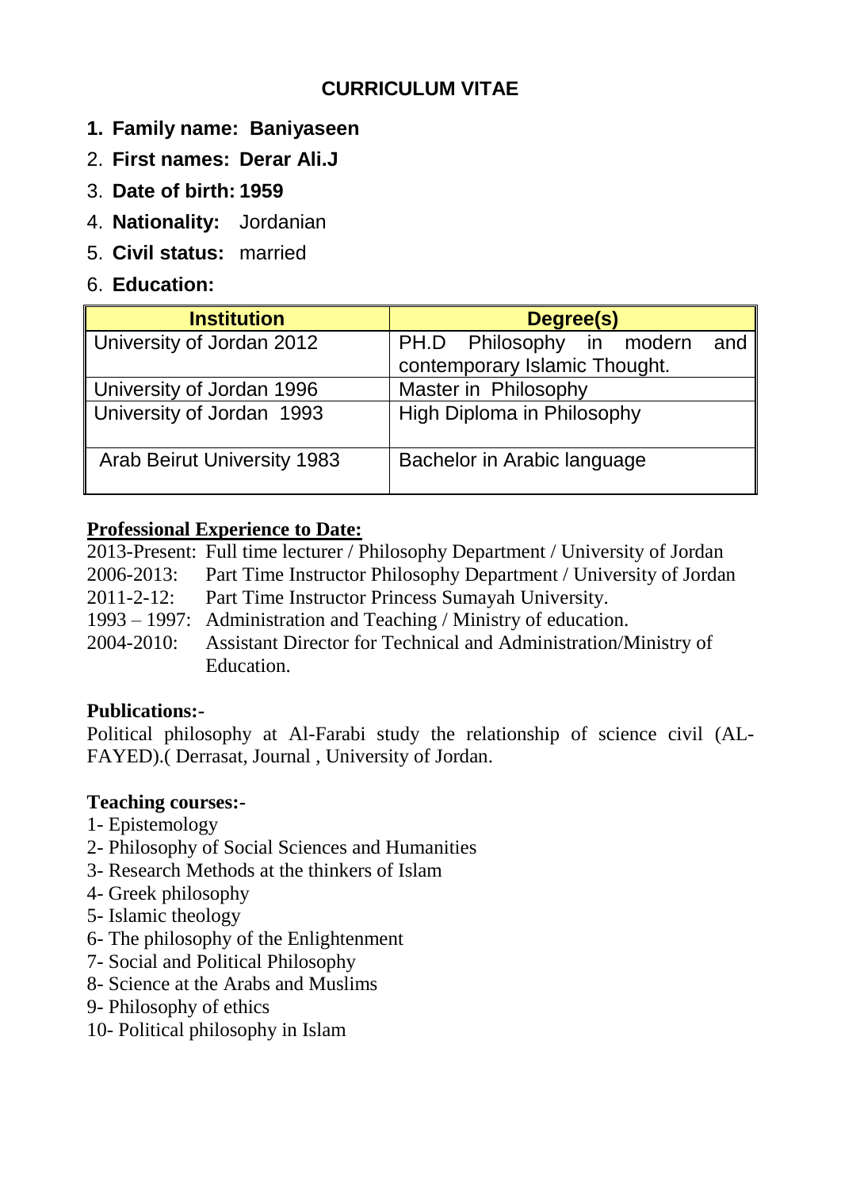# CURRICULUM VITAE

1. **Family name: Baniyaseen**
2. **First names: Derar Ali.J**
3. **Date of birth: 1959**
4. **Nationality:** Jordanian
5. **Civil status:** married
6. **Education:**

| Institution | Degree(s) |
|---|---|
| University of Jordan 2012 | PH.D Philosophy in modern and contemporary Islamic Thought. |
| University of Jordan 1996 | Master in Philosophy |
| University of Jordan 1993 | High Diploma in Philosophy |
| Arab Beirut University 1983 | Bachelor in Arabic language |

**Professional Experience to Date:**

2013-Present: Full time lecturer / Philosophy Department / University of Jordan
2006-2013: Part Time Instructor Philosophy Department / University of Jordan
2011-2-12: Part Time Instructor Princess Sumayah University.
1993 – 1997: Administration and Teaching / Ministry of education.
2004-2010: Assistant Director for Technical and Administration/Ministry of Education.

**Publications:-**

Political philosophy at Al-Farabi study the relationship of science civil (AL-FAYED).( Derrasat, Journal , University of Jordan.

**Teaching courses:-**

1- Epistemology
2- Philosophy of Social Sciences and Humanities
3- Research Methods at the thinkers of Islam
4- Greek philosophy
5- Islamic theology
6- The philosophy of the Enlightenment
7- Social and Political Philosophy
8- Science at the Arabs and Muslims
9- Philosophy of ethics
10- Political philosophy in Islam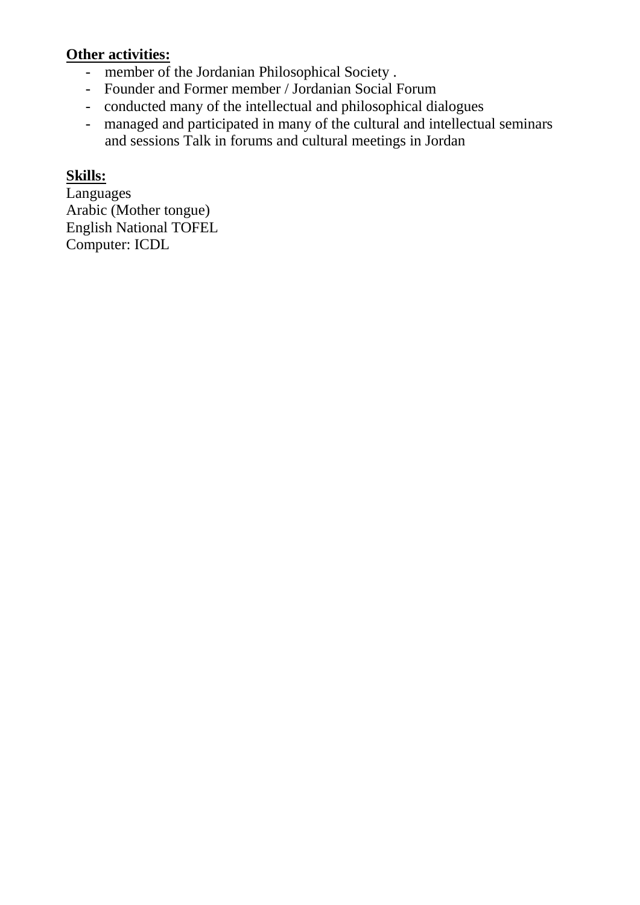**Other activities:**

- member of the Jordanian Philosophical Society .
- Founder and Former member / Jordanian Social Forum
- conducted many of the intellectual and philosophical dialogues
- managed and participated in many of the cultural and intellectual seminars and sessions Talk in forums and cultural meetings in Jordan

**Skills:**

Languages
Arabic (Mother tongue)
English National TOFEL
Computer: ICDL